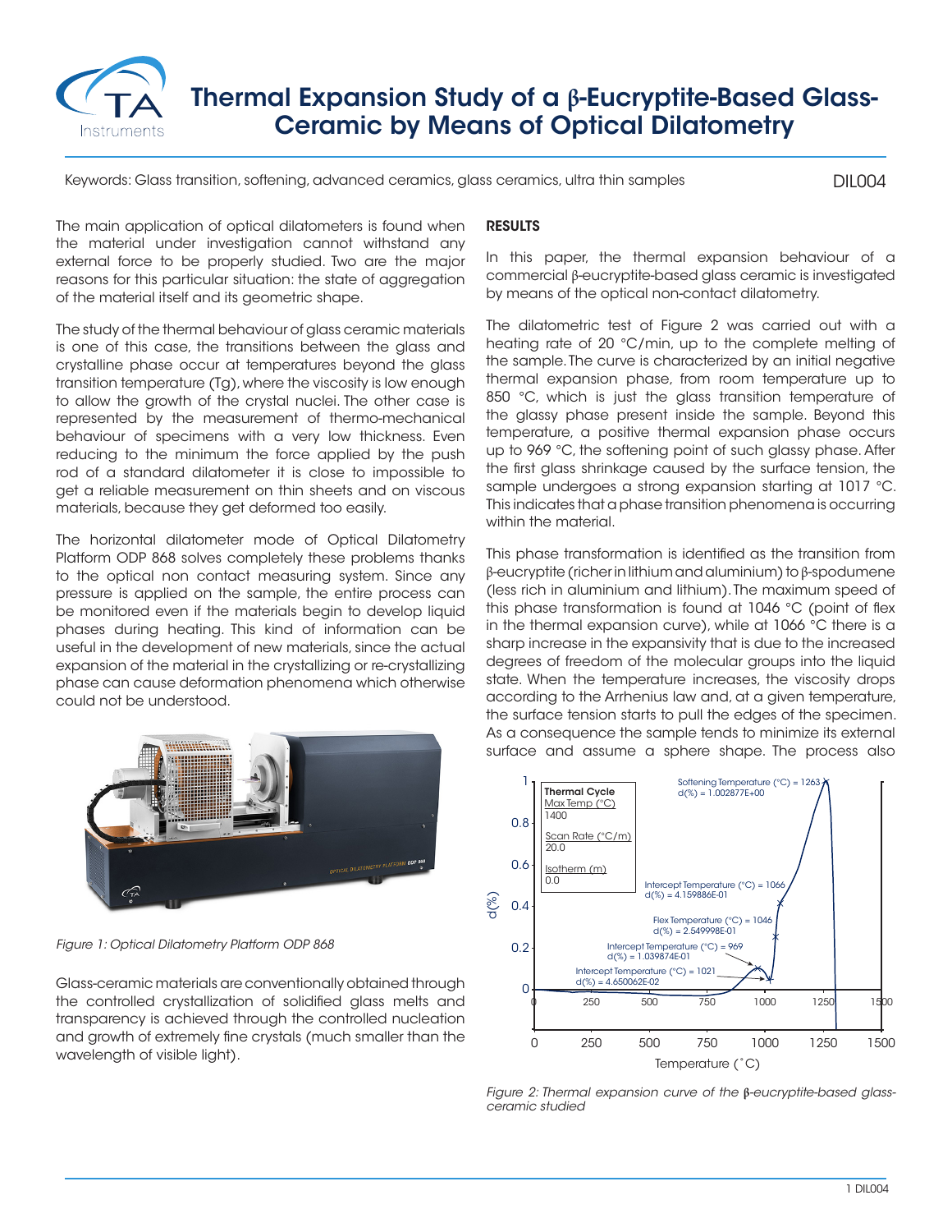# Thermal Expansion Study of a β-Eucryptite-Based Glass-Ceramic by Means of Optical Dilatometry

Keywords: Glass transition, softening, advanced ceramics, glass ceramics, ultra thin samples

DIL004

The main application of optical dilatometers is found when the material under investigation cannot withstand any external force to be properly studied. Two are the major reasons for this particular situation: the state of aggregation of the material itself and its geometric shape.

The study of the thermal behaviour of glass ceramic materials is one of this case, the transitions between the glass and crystalline phase occur at temperatures beyond the glass transition temperature (Tg), where the viscosity is low enough to allow the growth of the crystal nuclei. The other case is represented by the measurement of thermo-mechanical behaviour of specimens with a very low thickness. Even reducing to the minimum the force applied by the push rod of a standard dilatometer it is close to impossible to get a reliable measurement on thin sheets and on viscous materials, because they get deformed too easily.

The horizontal dilatometer mode of Optical Dilatometry Platform ODP 868 solves completely these problems thanks to the optical non contact measuring system. Since any pressure is applied on the sample, the entire process can be monitored even if the materials begin to develop liquid phases during heating. This kind of information can be useful in the development of new materials, since the actual expansion of the material in the crystallizing or re-crystallizing phase can cause deformation phenomena which otherwise could not be understood.

*Figure 1: Optical Dilatometry Platform ODP 868*

Glass-ceramic materials are conventionally obtained through the controlled crystallization of solidified glass melts and transparency is achieved through the controlled nucleation and growth of extremely fine crystals (much smaller than the wavelength of visible light).

## RESULTS

In this paper, the thermal expansion behaviour of a commercial β-eucryptite-based glass ceramic is investigated by means of the optical non-contact dilatometry.

The dilatometric test of Figure 2 was carried out with a heating rate of 20 °C/min, up to the complete melting of the sample. The curve is characterized by an initial negative thermal expansion phase, from room temperature up to 850 °C, which is just the glass transition temperature of the glassy phase present inside the sample. Beyond this temperature, a positive thermal expansion phase occurs up to 969 °C, the softening point of such glassy phase. After the first glass shrinkage caused by the surface tension, the sample undergoes a strong expansion starting at 1017 °C. This indicates that a phase transition phenomena is occurring within the material.

This phase transformation is identified as the transition from β-eucryptite (richer in lithium and aluminium) to β-spodumene (less rich in aluminium and lithium). The maximum speed of this phase transformation is found at 1046 °C (point of flex in the thermal expansion curve), while at 1066 °C there is a sharp increase in the expansivity that is due to the increased degrees of freedom of the molecular groups into the liquid state. When the temperature increases, the viscosity drops according to the Arrhenius law and, at a given temperature, the surface tension starts to pull the edges of the specimen. As a consequence the sample tends to minimize its external surface and assume a sphere shape. The process also

*Figure 2: Thermal expansion curve of the β-eucryptite-based glass-ceramic studied*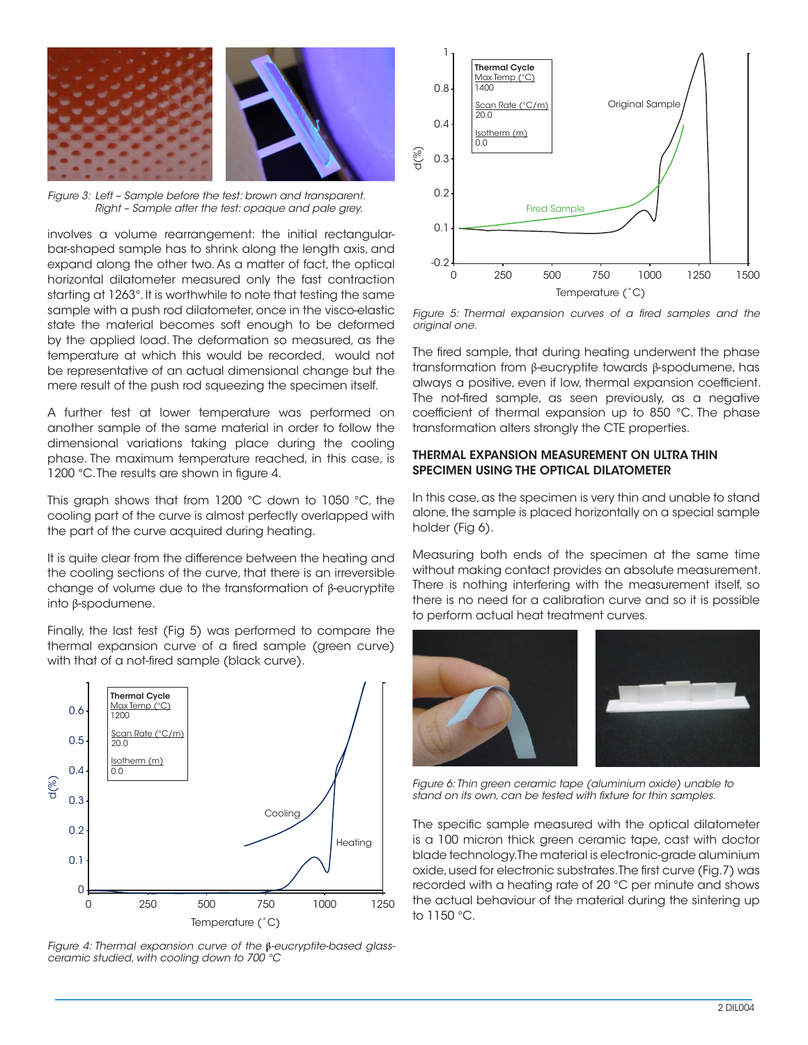*Figure 3: Left – Sample before the test: brown and transparent. Right – Sample after the test: opaque and pale grey.*

involves a volume rearrangement: the initial rectangular-bar-shaped sample has to shrink along the length axis, and expand along the other two. As a matter of fact, the optical horizontal dilatometer measured only the fast contraction starting at 1263°. It is worthwhile to note that testing the same sample with a push rod dilatometer, once in the visco-elastic state the material becomes soft enough to be deformed by the applied load. The deformation so measured, as the temperature at which this would be recorded, would not be representative of an actual dimensional change but the mere result of the push rod squeezing the specimen itself.

A further test at lower temperature was performed on another sample of the same material in order to follow the dimensional variations taking place during the cooling phase. The maximum temperature reached, in this case, is 1200 °C. The results are shown in figure 4.

This graph shows that from 1200 °C down to 1050 °C, the cooling part of the curve is almost perfectly overlapped with the part of the curve acquired during heating.

It is quite clear from the difference between the heating and the cooling sections of the curve, that there is an irreversible change of volume due to the transformation of β-eucryptite into β-spodumene.

Finally, the last test (Fig 5) was performed to compare the thermal expansion curve of a fired sample (green curve) with that of a not-fired sample (black curve).

*Figure 4: Thermal expansion curve of the β-eucryptite-based glass-ceramic studied, with cooling down to 700 °C*

*Figure 5: Thermal expansion curves of a fired samples and the original one.*

The fired sample, that during heating underwent the phase transformation from β-eucryptite towards β-spodumene, has always a positive, even if low, thermal expansion coefficient. The not-fired sample, as seen previously, as a negative coefficient of thermal expansion up to 850 °C. The phase transformation alters strongly the CTE properties.

## THERMAL EXPANSION MEASUREMENT ON ULTRA THIN SPECIMEN USING THE OPTICAL DILATOMETER

In this case, as the specimen is very thin and unable to stand alone, the sample is placed horizontally on a special sample holder (Fig 6).

Measuring both ends of the specimen at the same time without making contact provides an absolute measurement. There is nothing interfering with the measurement itself, so there is no need for a calibration curve and so it is possible to perform actual heat treatment curves.

*Figure 6: Thin green ceramic tape (aluminium oxide) unable to stand on its own, can be tested with fixture for thin samples.*

The specific sample measured with the optical dilatometer is a 100 micron thick green ceramic tape, cast with doctor blade technology. The material is electronic-grade aluminium oxide, used for electronic substrates. The first curve (Fig.7) was recorded with a heating rate of 20 °C per minute and shows the actual behaviour of the material during the sintering up to 1150 °C.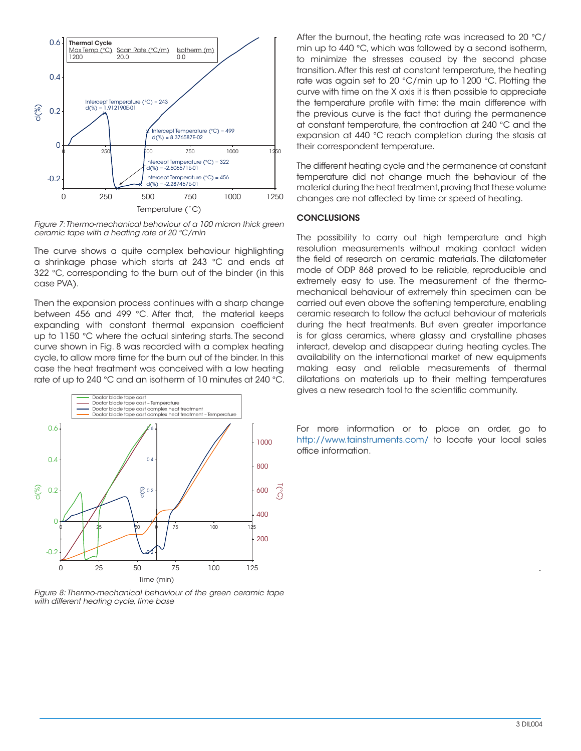Thermal Cycle
Max Temp (°C) Scan Rate (°C/m) Isotherm (m)
1200 20.0 0.0

Intercept Temperature (°C) = 243
d(%) = 1.912190E-01

Intercept Temperature (°C) = 499
d(%) = 8.376587E-02

Intercept Temperature (°C) = 322
d(%) = -2.506571E-01

Intercept Temperature (°C) = 456
d(%) = -2.287457E-01

d(%)
Temperature (˚C)

*Figure 7: Thermo-mechanical behaviour of a 100 micron thick green ceramic tape with a heating rate of 20 °C/min*

The curve shows a quite complex behaviour highlighting a shrinkage phase which starts at 243 °C and ends at 322 °C, corresponding to the burn out of the binder (in this case PVA).

Then the expansion process continues with a sharp change between 456 and 499 °C. After that, the material keeps expanding with constant thermal expansion coefficient up to 1150 °C where the actual sintering starts. The second curve shown in Fig. 8 was recorded with a complex heating cycle, to allow more time for the burn out of the binder. In this case the heat treatment was conceived with a low heating rate of up to 240 °C and an isotherm of 10 minutes at 240 °C.

Doctor blade tape cast
Doctor blade tape cast – Temperature
Doctor blade tape cast complex heat treatment
Doctor blade tape cast complex heat treatment – Temperature

d(%)
T(°C)
Time (min)

*Figure 8: Thermo-mechanical behaviour of the green ceramic tape with different heating cycle, time base*

After the burnout, the heating rate was increased to 20 °C/min up to 440 °C, which was followed by a second isotherm, to minimize the stresses caused by the second phase transition. After this rest at constant temperature, the heating rate was again set to 20 °C/min up to 1200 °C. Plotting the curve with time on the X axis it is then possible to appreciate the temperature profile with time: the main difference with the previous curve is the fact that during the permanence at constant temperature, the contraction at 240 °C and the expansion at 440 °C reach completion during the stasis at their correspondent temperature.

The different heating cycle and the permanence at constant temperature did not change much the behaviour of the material during the heat treatment, proving that these volume changes are not affected by time or speed of heating.

## CONCLUSIONS

The possibility to carry out high temperature and high resolution measurements without making contact widen the field of research on ceramic materials. The dilatometer mode of ODP 868 proved to be reliable, reproducible and extremely easy to use. The measurement of the thermo-mechanical behaviour of extremely thin specimen can be carried out even above the softening temperature, enabling ceramic research to follow the actual behaviour of materials during the heat treatments. But even greater importance is for glass ceramics, where glassy and crystalline phases interact, develop and disappear during heating cycles. The availability on the international market of new equipments making easy and reliable measurements of thermal dilatations on materials up to their melting temperatures gives a new research tool to the scientific community.

For more information or to place an order, go to http://www.tainstruments.com/ to locate your local sales office information.